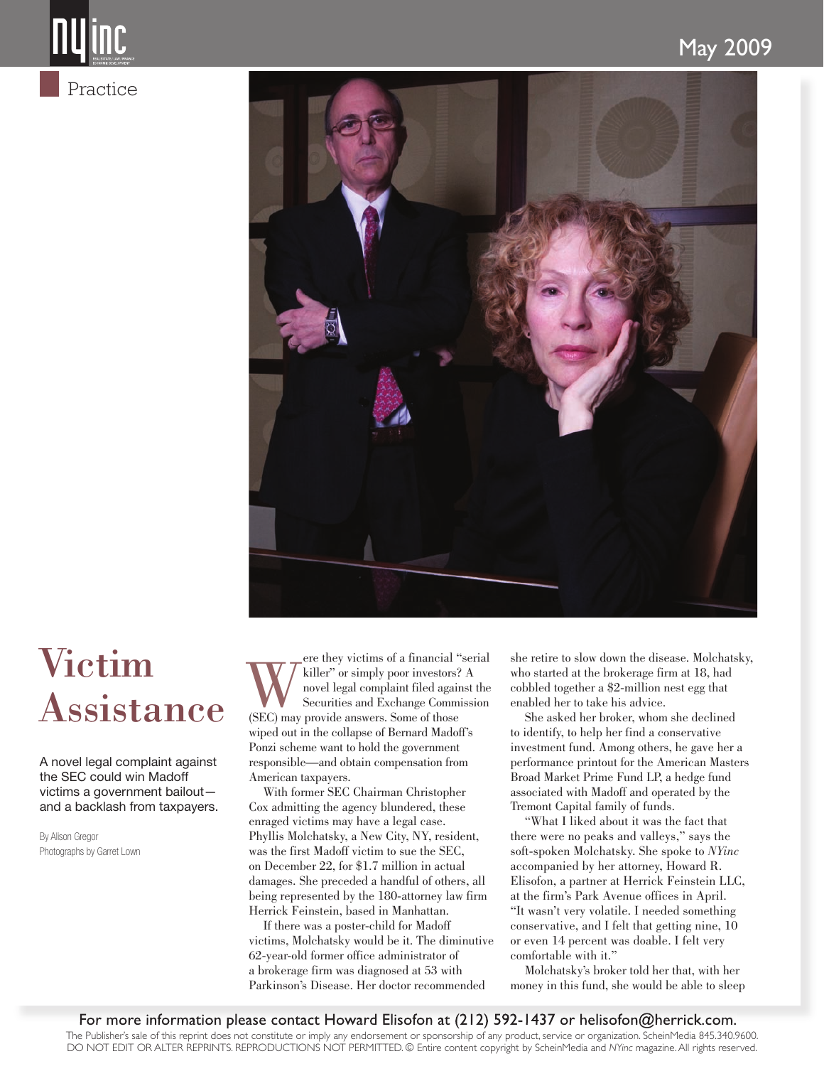Practice

# Victim Assistance

A novel legal complaint against the SEC could win Madoff victims a government bailout—and a backlash from taxpayers.

By Alison Gregor
Photographs by Garret Lown

Were they victims of a financial "serial killer" or simply poor investors? A novel legal complaint filed against the Securities and Exchange Commission (SEC) may provide answers. Some of those wiped out in the collapse of Bernard Madoff's Ponzi scheme want to hold the government responsible—and obtain compensation from American taxpayers.

With former SEC Chairman Christopher Cox admitting the agency blundered, these enraged victims may have a legal case. Phyllis Molchatsky, a New City, NY, resident, was the first Madoff victim to sue the SEC, on December 22, for $1.7 million in actual damages. She preceded a handful of others, all being represented by the 180-attorney law firm Herrick Feinstein, based in Manhattan.

If there was a poster-child for Madoff victims, Molchatsky would be it. The diminutive 62-year-old former office administrator of a brokerage firm was diagnosed at 53 with Parkinson's Disease. Her doctor recommended she retire to slow down the disease. Molchatsky, who started at the brokerage firm at 18, had cobbled together a $2-million nest egg that enabled her to take his advice.

She asked her broker, whom she declined to identify, to help her find a conservative investment fund. Among others, he gave her a performance printout for the American Masters Broad Market Prime Fund LP, a hedge fund associated with Madoff and operated by the Tremont Capital family of funds.

"What I liked about it was the fact that there were no peaks and valleys," says the soft-spoken Molchatsky. She spoke to *NYinc* accompanied by her attorney, Howard R. Elisofon, a partner at Herrick Feinstein LLC, at the firm's Park Avenue offices in April. "It wasn't very volatile. I needed something conservative, and I felt that getting nine, 10 or even 14 percent was doable. I felt very comfortable with it."

Molchatsky's broker told her that, with her money in this fund, she would be able to sleep

For more information please contact Howard Elisofon at (212) 592-1437 or helisofon@herrick.com.

The Publisher's sale of this reprint does not constitute or imply any endorsement or sponsorship of any product, service or organization. ScheinMedia 845.340.9600. DO NOT EDIT OR ALTER REPRINTS. REPRODUCTIONS NOT PERMITTED. © Entire content copyright by ScheinMedia and *NYinc* magazine. All rights reserved.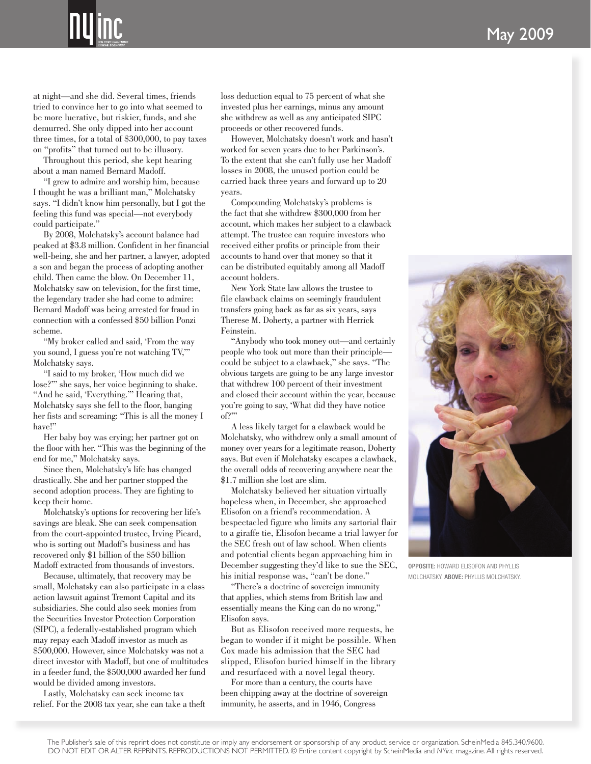at night—and she did. Several times, friends tried to convince her to go into what seemed to be more lucrative, but riskier, funds, and she demurred. She only dipped into her account three times, for a total of $300,000, to pay taxes on "profits" that turned out to be illusory.

Throughout this period, she kept hearing about a man named Bernard Madoff.

"I grew to admire and worship him, because I thought he was a brilliant man," Molchatsky says. "I didn't know him personally, but I got the feeling this fund was special—not everybody could participate."

By 2008, Molchatsky's account balance had peaked at $3.8 million. Confident in her financial well-being, she and her partner, a lawyer, adopted a son and began the process of adopting another child. Then came the blow. On December 11, Molchatsky saw on television, for the first time, the legendary trader she had come to admire: Bernard Madoff was being arrested for fraud in connection with a confessed $50 billion Ponzi scheme.

"My broker called and said, 'From the way you sound, I guess you're not watching TV,'" Molchatsky says.

"I said to my broker, 'How much did we lose?'" she says, her voice beginning to shake. "And he said, 'Everything.'" Hearing that, Molchatsky says she fell to the floor, banging her fists and screaming: "This is all the money I have!"

Her baby boy was crying; her partner got on the floor with her. "This was the beginning of the end for me," Molchatsky says.

Since then, Molchatsky's life has changed drastically. She and her partner stopped the second adoption process. They are fighting to keep their home.

Molchatsky's options for recovering her life's savings are bleak. She can seek compensation from the court-appointed trustee, Irving Picard, who is sorting out Madoff's business and has recovered only $1 billion of the $50 billion Madoff extracted from thousands of investors.

Because, ultimately, that recovery may be small, Molchatsky can also participate in a class action lawsuit against Tremont Capital and its subsidiaries. She could also seek monies from the Securities Investor Protection Corporation (SIPC), a federally-established program which may repay each Madoff investor as much as $500,000. However, since Molchatsky was not a direct investor with Madoff, but one of multitudes in a feeder fund, the $500,000 awarded her fund would be divided among investors.

Lastly, Molchatsky can seek income tax relief. For the 2008 tax year, she can take a theft loss deduction equal to 75 percent of what she invested plus her earnings, minus any amount she withdrew as well as any anticipated SIPC proceeds or other recovered funds.

However, Molchatsky doesn't work and hasn't worked for seven years due to her Parkinson's. To the extent that she can't fully use her Madoff losses in 2008, the unused portion could be carried back three years and forward up to 20 years.

Compounding Molchatsky's problems is the fact that she withdrew $300,000 from her account, which makes her subject to a clawback attempt. The trustee can require investors who received either profits or principle from their accounts to hand over that money so that it can be distributed equitably among all Madoff account holders.

New York State law allows the trustee to file clawback claims on seemingly fraudulent transfers going back as far as six years, says Therese M. Doherty, a partner with Herrick Feinstein.

"Anybody who took money out—and certainly people who took out more than their principle—could be subject to a clawback," she says. "The obvious targets are going to be any large investor that withdrew 100 percent of their investment and closed their account within the year, because you're going to say, 'What did they have notice of?'"

A less likely target for a clawback would be Molchatsky, who withdrew only a small amount of money over years for a legitimate reason, Doherty says. But even if Molchatsky escapes a clawback, the overall odds of recovering anywhere near the $1.7 million she lost are slim.

Molchatsky believed her situation virtually hopeless when, in December, she approached Elisofon on a friend's recommendation. A bespectacled figure who limits any sartorial flair to a giraffe tie, Elisofon became a trial lawyer for the SEC fresh out of law school. When clients and potential clients began approaching him in December suggesting they'd like to sue the SEC, his initial response was, "can't be done."

"There's a doctrine of sovereign immunity that applies, which stems from British law and essentially means the King can do no wrong," Elisofon says.

But as Elisofon received more requests, he began to wonder if it might be possible. When Cox made his admission that the SEC had slipped, Elisofon buried himself in the library and resurfaced with a novel legal theory.

For more than a century, the courts have been chipping away at the doctrine of sovereign immunity, he asserts, and in 1946, Congress

OPPOSITE: HOWARD ELISOFON AND PHYLLIS MOLCHATSKY. ABOVE: PHYLLIS MOLCHATSKY.

The Publisher's sale of this reprint does not constitute or imply any endorsement or sponsorship of any product, service or organization. ScheinMedia 845.340.9600. DO NOT EDIT OR ALTER REPRINTS. REPRODUCTIONS NOT PERMITTED. © Entire content copyright by ScheinMedia and *NYinc* magazine. All rights reserved.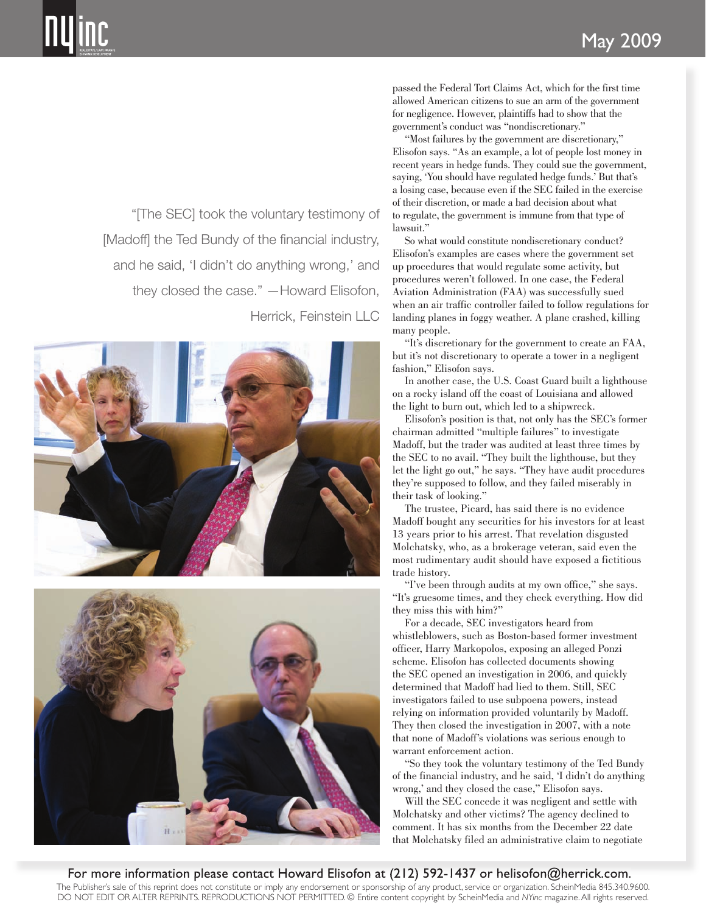> "[The SEC] took the voluntary testimony of [Madoff] the Ted Bundy of the financial industry, and he said, 'I didn't do anything wrong,' and they closed the case." —Howard Elisofon, Herrick, Feinstein LLC

passed the Federal Tort Claims Act, which for the first time allowed American citizens to sue an arm of the government for negligence. However, plaintiffs had to show that the government's conduct was "nondiscretionary."

"Most failures by the government are discretionary," Elisofon says. "As an example, a lot of people lost money in recent years in hedge funds. They could sue the government, saying, 'You should have regulated hedge funds.' But that's a losing case, because even if the SEC failed in the exercise of their discretion, or made a bad decision about what to regulate, the government is immune from that type of lawsuit."

So what would constitute nondiscretionary conduct? Elisofon's examples are cases where the government set up procedures that would regulate some activity, but procedures weren't followed. In one case, the Federal Aviation Administration (FAA) was successfully sued when an air traffic controller failed to follow regulations for landing planes in foggy weather. A plane crashed, killing many people.

"It's discretionary for the government to create an FAA, but it's not discretionary to operate a tower in a negligent fashion," Elisofon says.

In another case, the U.S. Coast Guard built a lighthouse on a rocky island off the coast of Louisiana and allowed the light to burn out, which led to a shipwreck.

Elisofon's position is that, not only has the SEC's former chairman admitted "multiple failures" to investigate Madoff, but the trader was audited at least three times by the SEC to no avail. "They built the lighthouse, but they let the light go out," he says. "They have audit procedures they're supposed to follow, and they failed miserably in their task of looking."

The trustee, Picard, has said there is no evidence Madoff bought any securities for his investors for at least 13 years prior to his arrest. That revelation disgusted Molchatsky, who, as a brokerage veteran, said even the most rudimentary audit should have exposed a fictitious trade history.

"I've been through audits at my own office," she says. "It's gruesome times, and they check everything. How did they miss this with him?"

For a decade, SEC investigators heard from whistleblowers, such as Boston-based former investment officer, Harry Markopolos, exposing an alleged Ponzi scheme. Elisofon has collected documents showing the SEC opened an investigation in 2006, and quickly determined that Madoff had lied to them. Still, SEC investigators failed to use subpoena powers, instead relying on information provided voluntarily by Madoff. They then closed the investigation in 2007, with a note that none of Madoff's violations was serious enough to warrant enforcement action.

"So they took the voluntary testimony of the Ted Bundy of the financial industry, and he said, 'I didn't do anything wrong,' and they closed the case," Elisofon says.

Will the SEC concede it was negligent and settle with Molchatsky and other victims? The agency declined to comment. It has six months from the December 22 date that Molchatsky filed an administrative claim to negotiate

For more information please contact Howard Elisofon at (212) 592-1437 or helisofon@herrick.com.

The Publisher's sale of this reprint does not constitute or imply any endorsement or sponsorship of any product, service or organization. ScheinMedia 845.340.9600. DO NOT EDIT OR ALTER REPRINTS. REPRODUCTIONS NOT PERMITTED. © Entire content copyright by ScheinMedia and *NYinc* magazine. All rights reserved.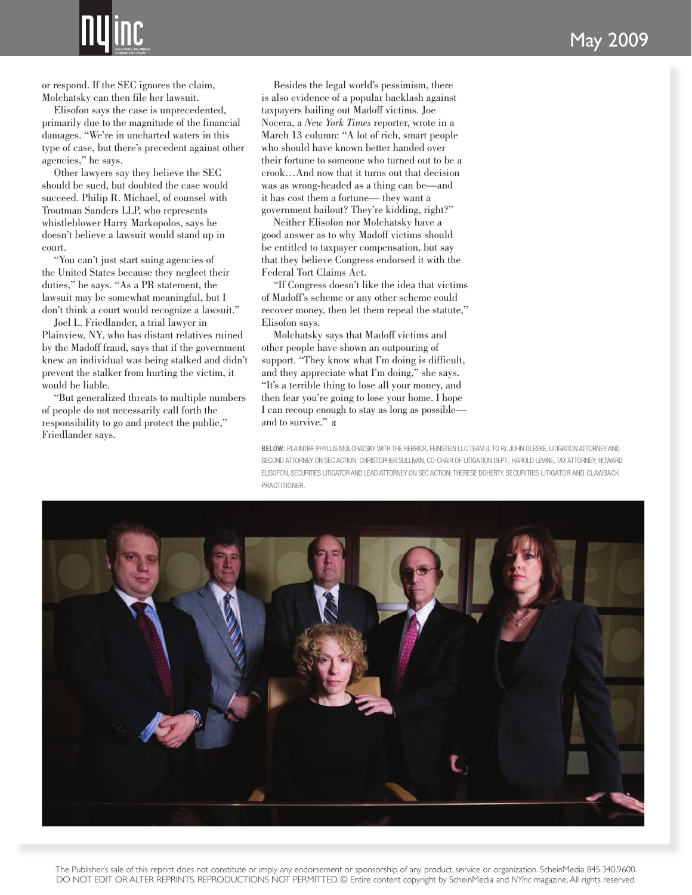or respond. If the SEC ignores the claim, Molchatsky can then file her lawsuit.

Elisofon says the case is unprecedented, primarily due to the magnitude of the financial damages. "We're in uncharted waters in this type of case, but there's precedent against other agencies," he says.

Other lawyers say they believe the SEC should be sued, but doubted the case would succeed. Philip R. Michael, of counsel with Troutman Sanders LLP, who represents whistleblower Harry Markopolos, says he doesn't believe a lawsuit would stand up in court.

"You can't just start suing agencies of the United States because they neglect their duties," he says. "As a PR statement, the lawsuit may be somewhat meaningful, but I don't think a court would recognize a lawsuit."

Joel L. Friedlander, a trial lawyer in Plainview, NY, who has distant relatives ruined by the Madoff fraud, says that if the government knew an individual was being stalked and didn't prevent the stalker from hurting the victim, it would be liable.

"But generalized threats to multiple numbers of people do not necessarily call forth the responsibility to go and protect the public," Friedlander says.

Besides the legal world's pessimism, there is also evidence of a popular backlash against taxpayers bailing out Madoff victims. Joe Nocera, a *New York Times* reporter, wrote in a March 13 column: "A lot of rich, smart people who should have known better handed over their fortune to someone who turned out to be a crook…And now that it turns out that decision was as wrong-headed as a thing can be—and it has cost them a fortune— they want a government bailout? They're kidding, right?"

Neither Elisofon nor Molchatsky have a good answer as to why Madoff victims should be entitled to taxpayer compensation, but say that they believe Congress endorsed it with the Federal Tort Claims Act.

"If Congress doesn't like the idea that victims of Madoff's scheme or any other scheme could recover money, then let them repeal the statute," Elisofon says.

Molchatsky says that Madoff victims and other people have shown an outpouring of support. "They know what I'm doing is difficult, and they appreciate what I'm doing," she says. "It's a terrible thing to lose all your money, and then fear you're going to lose your home. I hope I can recoup enough to stay as long as possible—and to survive."

**BELOW:** PLAIINTIFF PHYLLIS MOLCHATSKY WITH THE HERRICK, FEINSTEIN LLC TEAM (L TO R): JOHN OLESKE, LITIGATION ATTORNEY AND SECOND ATTORNEY ON SEC ACTION; CHRISTOPHER SULLIVAN, CO-CHAIR OF LITIGATION DEPT.; HAROLD LEVINE, TAX ATTORNEY; HOWARD ELISOFON, SECURITIES LITIGATOR AND LEAD ATTORNEY ON SEC ACTION; THERESE DOHERTY, SECURITIES LITIGATOR AND CLAWBACK PRACTITIONER.

The Publisher's sale of this reprint does not constitute or imply any endorsement or sponsorship of any product, service or organization. ScheinMedia 845.340.9600. DO NOT EDIT OR ALTER REPRINTS. REPRODUCTIONS NOT PERMITTED. © Entire content copyright by ScheinMedia and *NYinc* magazine. All rights reserved.